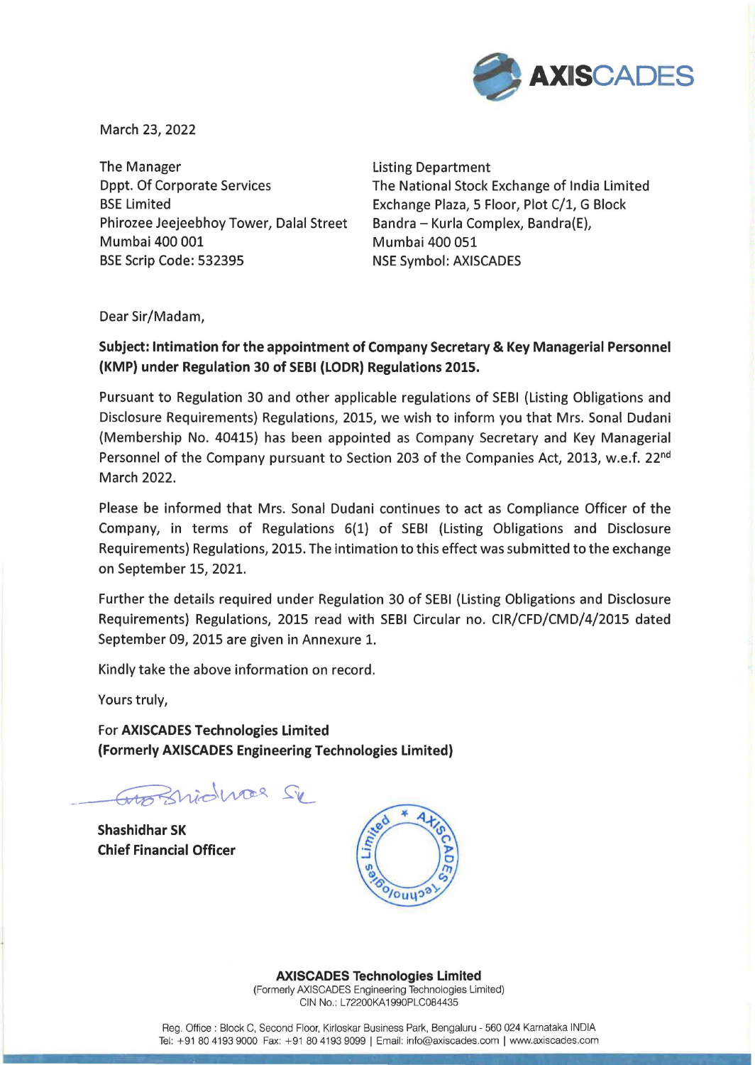March 23, 2022

The Manager
Dppt. Of Corporate Services
BSE Limited
Phirozee Jeejeebhoy Tower, Dalal Street
Mumbai 400 001
BSE Scrip Code: 532395

Listing Department
The National Stock Exchange of India Limited
Exchange Plaza, 5 Floor, Plot C/1, G Block
Bandra – Kurla Complex, Bandra(E),
Mumbai 400 051
NSE Symbol: AXISCADES

Dear Sir/Madam,

**Subject: Intimation for the appointment of Company Secretary & Key Managerial Personnel (KMP) under Regulation 30 of SEBI (LODR) Regulations 2015.**

Pursuant to Regulation 30 and other applicable regulations of SEBI (Listing Obligations and Disclosure Requirements) Regulations, 2015, we wish to inform you that Mrs. Sonal Dudani (Membership No. 40415) has been appointed as Company Secretary and Key Managerial Personnel of the Company pursuant to Section 203 of the Companies Act, 2013, w.e.f. 22nd March 2022.

Please be informed that Mrs. Sonal Dudani continues to act as Compliance Officer of the Company, in terms of Regulations 6(1) of SEBI (Listing Obligations and Disclosure Requirements) Regulations, 2015. The intimation to this effect was submitted to the exchange on September 15, 2021.

Further the details required under Regulation 30 of SEBI (Listing Obligations and Disclosure Requirements) Regulations, 2015 read with SEBI Circular no. CIR/CFD/CMD/4/2015 dated September 09, 2015 are given in Annexure 1.

Kindly take the above information on record.

Yours truly,

For **AXISCADES Technologies Limited**
**(Formerly AXISCADES Engineering Technologies Limited)**

**Shashidhar SK**
**Chief Financial Officer**

**AXISCADES Technologies Limited**
(Formerly AXISCADES Engineering Technologies Limited)
CIN No.: L72200KA1990PLC084435

Reg. Office : Block C, Second Floor, Kirloskar Business Park, Bengaluru - 560 024 Karnataka INDIA
Tel: +91 80 4193 9000 Fax: +91 80 4193 9099 | Email: info@axiscades.com | www.axiscades.com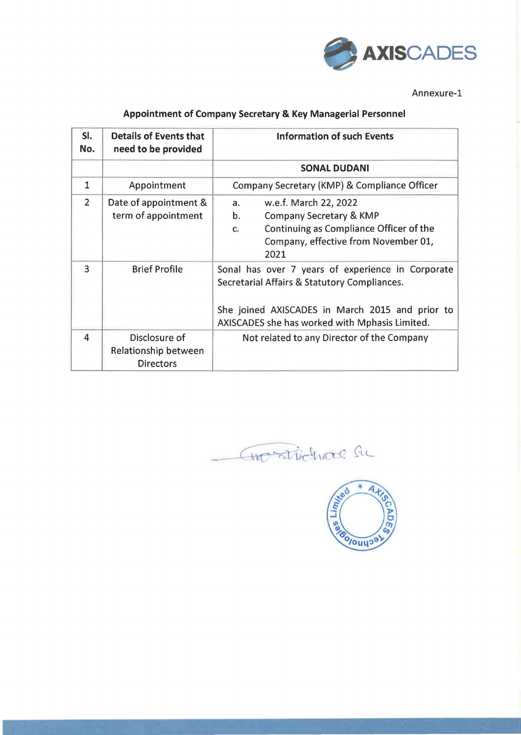Annexure-1

## Appointment of Company Secretary & Key Managerial Personnel

| Sl. No. | Details of Events that need to be provided | Information of such Events |
|---|---|---|
| | | **SONAL DUDANI** |
| 1 | Appointment | Company Secretary (KMP) & Compliance Officer |
| 2 | Date of appointment & term of appointment | a. w.e.f. March 22, 2022<br>b. Company Secretary & KMP<br>c. Continuing as Compliance Officer of the Company, effective from November 01, 2021 |
| 3 | Brief Profile | Sonal has over 7 years of experience in Corporate Secretarial Affairs & Statutory Compliances.<br><br>She joined AXISCADES in March 2015 and prior to AXISCADES she has worked with Mphasis Limited. |
| 4 | Disclosure of Relationship between Directors | Not related to any Director of the Company |